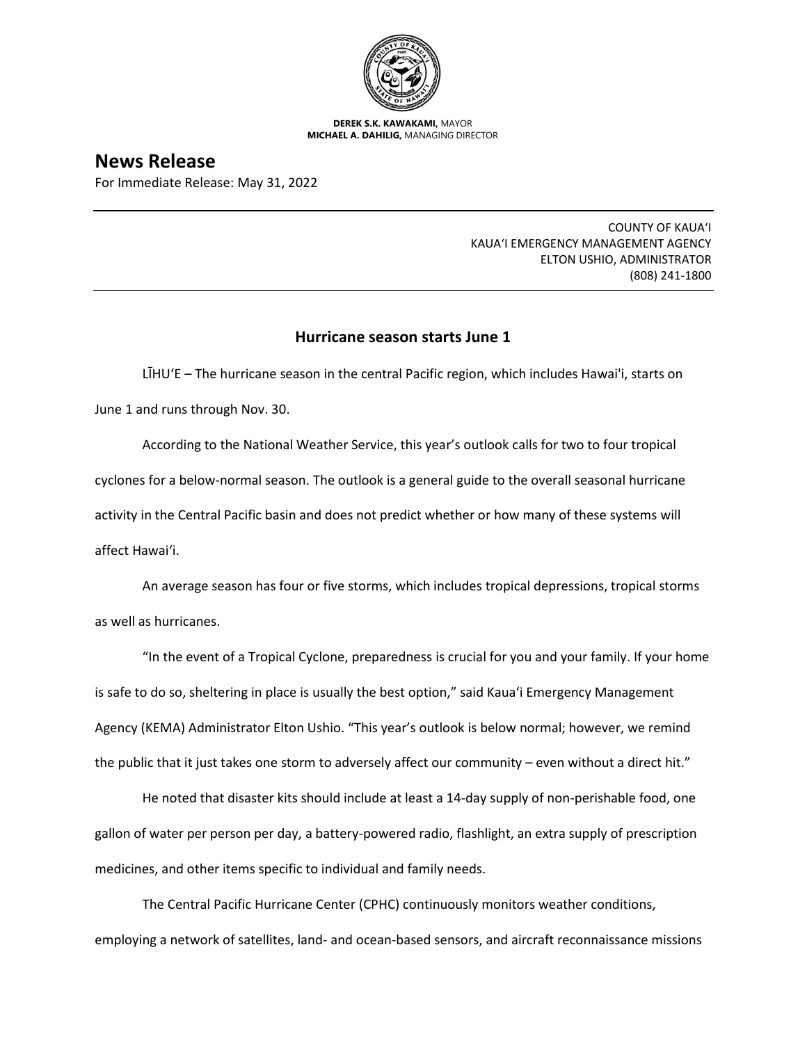**DEREK S.K. KAWAKAMI,** MAYOR
**MICHAEL A. DAHILIG,** MANAGING DIRECTOR

# News Release

For Immediate Release: May 31, 2022

---

COUNTY OF KAUA'I
KAUA'I EMERGENCY MANAGEMENT AGENCY
ELTON USHIO, ADMINISTRATOR
(808) 241-1800

---

## Hurricane season starts June 1

LĪHU'E – The hurricane season in the central Pacific region, which includes Hawai'i, starts on June 1 and runs through Nov. 30.

According to the National Weather Service, this year's outlook calls for two to four tropical cyclones for a below-normal season. The outlook is a general guide to the overall seasonal hurricane activity in the Central Pacific basin and does not predict whether or how many of these systems will affect Hawai'i.

An average season has four or five storms, which includes tropical depressions, tropical storms as well as hurricanes.

"In the event of a Tropical Cyclone, preparedness is crucial for you and your family. If your home is safe to do so, sheltering in place is usually the best option," said Kaua'i Emergency Management Agency (KEMA) Administrator Elton Ushio. "This year's outlook is below normal; however, we remind the public that it just takes one storm to adversely affect our community – even without a direct hit."

He noted that disaster kits should include at least a 14-day supply of non-perishable food, one gallon of water per person per day, a battery-powered radio, flashlight, an extra supply of prescription medicines, and other items specific to individual and family needs.

The Central Pacific Hurricane Center (CPHC) continuously monitors weather conditions, employing a network of satellites, land- and ocean-based sensors, and aircraft reconnaissance missions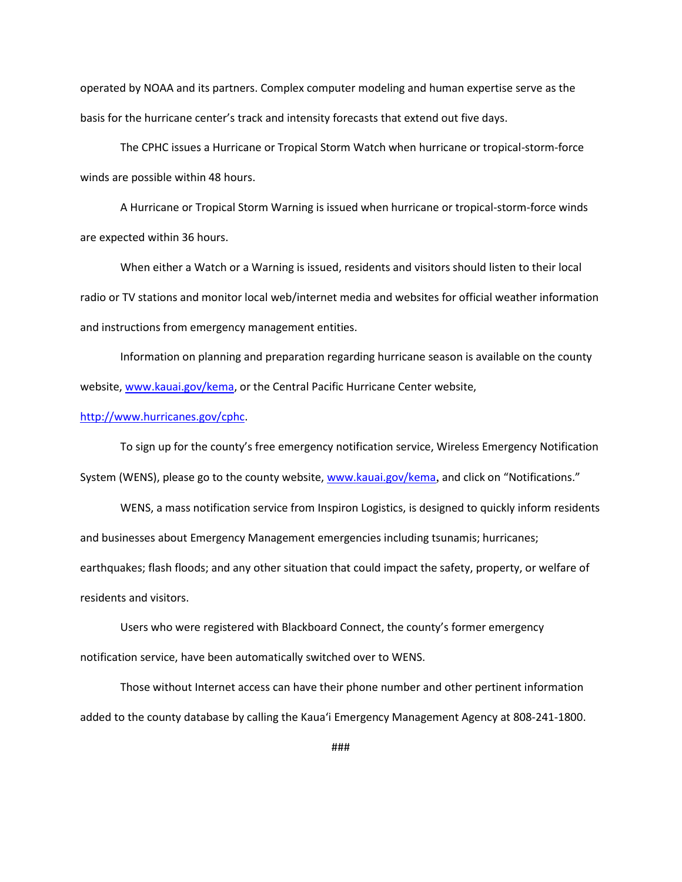operated by NOAA and its partners. Complex computer modeling and human expertise serve as the basis for the hurricane center's track and intensity forecasts that extend out five days.

The CPHC issues a Hurricane or Tropical Storm Watch when hurricane or tropical-storm-force winds are possible within 48 hours.

A Hurricane or Tropical Storm Warning is issued when hurricane or tropical-storm-force winds are expected within 36 hours.

When either a Watch or a Warning is issued, residents and visitors should listen to their local radio or TV stations and monitor local web/internet media and websites for official weather information and instructions from emergency management entities.

Information on planning and preparation regarding hurricane season is available on the county website, [www.kauai.gov/kema](www.kauai.gov/kema), or the Central Pacific Hurricane Center website, [http://www.hurricanes.gov/cphc](http://www.hurricanes.gov/cphc).

To sign up for the county's free emergency notification service, Wireless Emergency Notification System (WENS), please go to the county website, [www.kauai.gov/kema](www.kauai.gov/kema), and click on "Notifications."

WENS, a mass notification service from Inspiron Logistics, is designed to quickly inform residents and businesses about Emergency Management emergencies including tsunamis; hurricanes; earthquakes; flash floods; and any other situation that could impact the safety, property, or welfare of residents and visitors.

Users who were registered with Blackboard Connect, the county's former emergency notification service, have been automatically switched over to WENS.

Those without Internet access can have their phone number and other pertinent information added to the county database by calling the Kaua'i Emergency Management Agency at 808-241-1800.

###